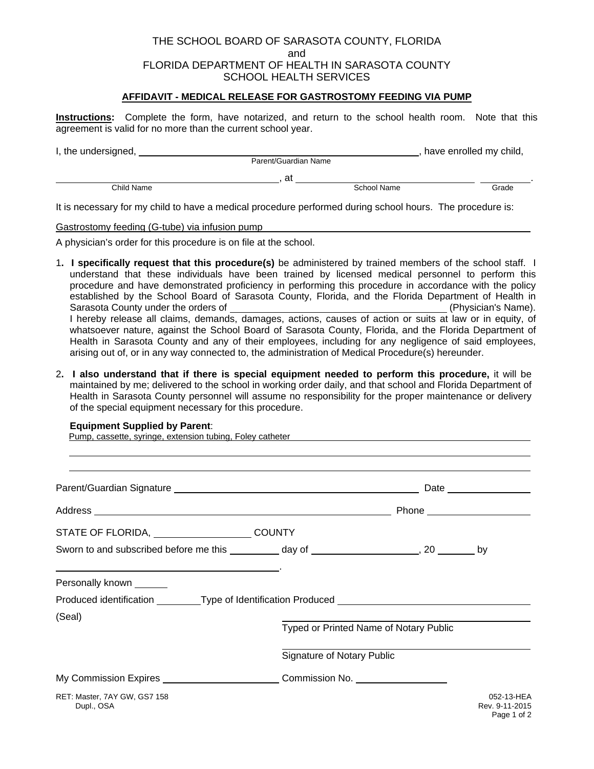THE SCHOOL BOARD OF SARASOTA COUNTY, FLORIDA
and
FLORIDA DEPARTMENT OF HEALTH IN SARASOTA COUNTY
SCHOOL HEALTH SERVICES

## AFFIDAVIT - MEDICAL RELEASE FOR GASTROSTOMY FEEDING VIA PUMP

**Instructions:** Complete the form, have notarized, and return to the school health room. Note that this agreement is valid for no more than the current school year.

I, the undersigned, ______________________________ (Parent/Guardian Name), have enrolled my child,

______________________________ (Child Name), at ______________________________ (School Name) __________ (Grade).

It is necessary for my child to have a medical procedure performed during school hours. The procedure is:

Gastrostomy feeding (G-tube) via infusion pump

A physician's order for this procedure is on file at the school.

1. **I specifically request that this procedure(s)** be administered by trained members of the school staff. I understand that these individuals have been trained by licensed medical personnel to perform this procedure and have demonstrated proficiency in performing this procedure in accordance with the policy established by the School Board of Sarasota County, Florida, and the Florida Department of Health in Sarasota County under the orders of ______________________________ (Physician's Name). I hereby release all claims, demands, damages, actions, causes of action or suits at law or in equity, of whatsoever nature, against the School Board of Sarasota County, Florida, and the Florida Department of Health in Sarasota County and any of their employees, including for any negligence of said employees, arising out of, or in any way connected to, the administration of Medical Procedure(s) hereunder.

2. **I also understand that if there is special equipment needed to perform this procedure,** it will be maintained by me; delivered to the school in working order daily, and that school and Florida Department of Health in Sarasota County personnel will assume no responsibility for the proper maintenance or delivery of the special equipment necessary for this procedure.

**Equipment Supplied by Parent**:
Pump, cassette, syringe, extension tubing, Foley catheter

______________________________

______________________________

Parent/Guardian Signature ______________________________ Date ______________

Address ______________________________ Phone ______________

STATE OF FLORIDA, ______________ COUNTY

Sworn to and subscribed before me this ________ day of ______________, 20 ______ by

______________________________.

Personally known ______

Produced identification ________ Type of Identification Produced ______________________________

(Seal)

______________________________
Typed or Printed Name of Notary Public

______________________________
Signature of Notary Public

My Commission Expires ______________________ Commission No. ______________

RET: Master, 7AY GW, GS7 158
Dupl., OSA

052-13-HEA
Rev. 9-11-2015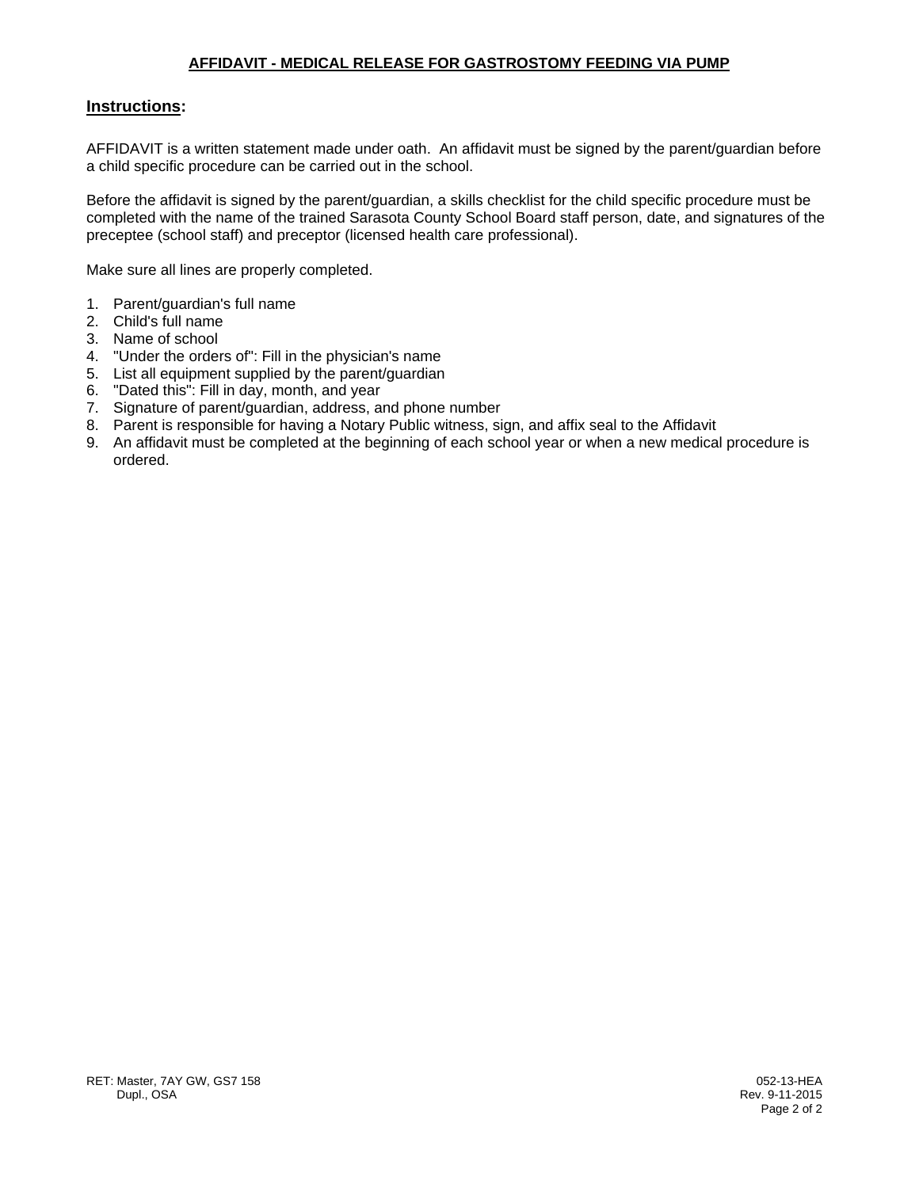## AFFIDAVIT - MEDICAL RELEASE FOR GASTROSTOMY FEEDING VIA PUMP

### Instructions:

AFFIDAVIT is a written statement made under oath. An affidavit must be signed by the parent/guardian before a child specific procedure can be carried out in the school.

Before the affidavit is signed by the parent/guardian, a skills checklist for the child specific procedure must be completed with the name of the trained Sarasota County School Board staff person, date, and signatures of the preceptee (school staff) and preceptor (licensed health care professional).

Make sure all lines are properly completed.

1. Parent/guardian's full name
2. Child's full name
3. Name of school
4. "Under the orders of": Fill in the physician's name
5. List all equipment supplied by the parent/guardian
6. "Dated this": Fill in day, month, and year
7. Signature of parent/guardian, address, and phone number
8. Parent is responsible for having a Notary Public witness, sign, and affix seal to the Affidavit
9. An affidavit must be completed at the beginning of each school year or when a new medical procedure is ordered.

RET: Master, 7AY GW, GS7 158
Dupl., OSA

052-13-HEA
Rev. 9-11-2015